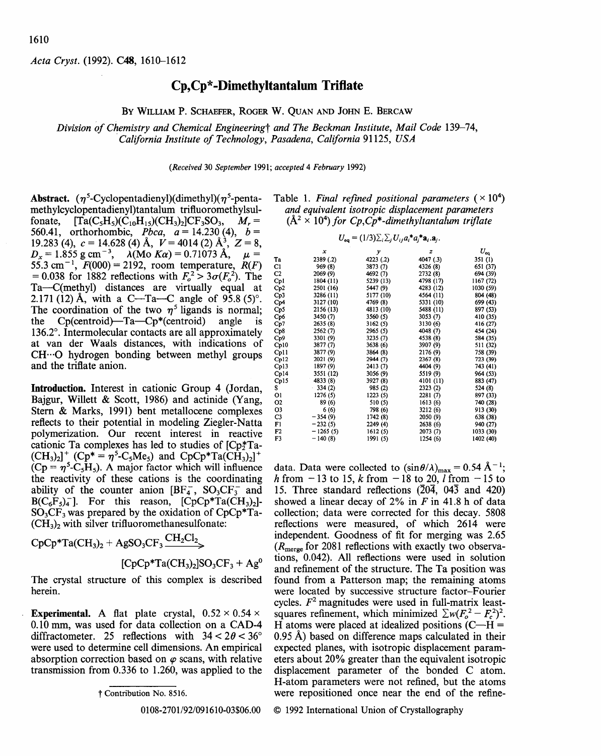# Cp,Cp*-Dimethyltantalum Triflate

By William P. Schaefer, Roger W. Quan and John E. Bercaw

*Division of Chemistry and Chemical Engineering† and The Beckman Institute, Mail Code 139–74, California Institute of Technology, Pasadena, California 91125, USA*

(Received 30 September 1991; accepted 4 February 1992)

**Abstract.** ($\eta^5$-Cyclopentadienyl)(dimethyl)($\eta^5$-pentamethylcyclopentadienyl)tantalum trifluoromethylsulfonate, $[Ta(C_5H_5)(C_{10}H_{15})(CH_3)_2]CF_3SO_3$, $M_r$ = 560.41, orthorhombic, *Pbca*, $a$ = 14.230 (4), $b$ = 19.283 (4), $c$ = 14.628 (4) Å, $V$ = 4014 (2) Å$^3$, $Z$ = 8, $D_x$ = 1.855 g cm$^{-3}$, $\lambda$(Mo $K\alpha$) = 0.71073 Å, $\mu$ = 55.3 cm$^{-1}$, $F(000)$ = 2192, room temperature, $R(F)$ = 0.038 for 1882 reflections with $F_o^2 > 3\sigma(F_o^2)$. The Ta—C(methyl) distances are virtually equal at 2.171 (12) Å, with a C—Ta—C angle of 95.8 (5)°. The coordination of the two $\eta^5$ ligands is normal; the Cp(centroid)—Ta—Cp*(centroid) angle is 136.2°. Intermolecular contacts are all approximately at van der Waals distances, with indications of CH···O hydrogen bonding between methyl groups and the triflate anion.

**Introduction.** Interest in cationic Group 4 (Jordan, Bajgur, Willett & Scott, 1986) and actinide (Yang, Stern & Marks, 1991) bent metallocene complexes reflects to their potential in modeling Ziegler-Natta polymerization. Our recent interest in reactive cationic Ta complexes has led to studies of $[Cp^*_2Ta(CH_3)_2]^+$ (Cp* = $\eta^5$-$C_5Me_5$) and $CpCp^*Ta(CH_3)_2]^+$ (Cp = $\eta^5$-$C_5H_5$). A major factor which will influence the reactivity of these cations is the coordinating ability of the counter anion [$BF_4^-$, $SO_3CF_3^-$ and $B(C_6F_5)_4^-$]. For this reason, $[CpCp^*Ta(CH_3)_2]SO_3CF_3$ was prepared by the oxidation of $CpCp^*Ta(CH_3)_2$ with silver trifluoromethanesulfonate:

$$CpCp^*Ta(CH_3)_2 + AgSO_3CF_3 \xrightarrow{CH_2Cl_2} [CpCp^*Ta(CH_3)_2]SO_3CF_3 + Ag^0$$

The crystal structure of this complex is described herein.

**Experimental.** A flat plate crystal, 0.52 × 0.54 × 0.10 mm, was used for data collection on a CAD-4 diffractometer. 25 reflections with $34 < 2\theta < 36°$ were used to determine cell dimensions. An empirical absorption correction based on $\varphi$ scans, with relative transmission from 0.336 to 1.260, was applied to the data. Data were collected to $(\sin\theta/\lambda)_{max}$ = 0.54 Å$^{-1}$; $h$ from −13 to 15, $k$ from −18 to 20, $l$ from −15 to 15. Three standard reflections ($\bar{2}0\bar{4}$, $04\bar{3}$ and 420) showed a linear decay of 2% in $F$ in 41.8 h of data collection; data were corrected for this decay. 5808 reflections were measured, of which 2614 were independent. Goodness of fit for merging was 2.65 ($R_{merge}$ for 2081 reflections with exactly two observations, 0.042). All reflections were used in solution and refinement of the structure. The Ta position was found from a Patterson map; the remaining atoms were located by successive structure factor–Fourier cycles. $F^2$ magnitudes were used in full-matrix least-squares refinement, which minimized $\sum w(F_o^2 - F_c^2)^2$. H atoms were placed at idealized positions (C—H = 0.95 Å) based on difference maps calculated in their expected planes, with isotropic displacement parameters about 20% greater than the equivalent isotropic displacement parameter of the bonded C atom. H-atom parameters were not refined, but the atoms were repositioned once near the end of the refine-

Table 1. *Final refined positional parameters* ($\times 10^4$) *and equivalent isotropic displacement parameters* (Å$^2 \times 10^4$) *for Cp,Cp*-dimethyltantalum triflate*

$$U_{eq} = (1/3)\sum_i\sum_j U_{ij}a_i^*a_j^*\mathbf{a}_i.\mathbf{a}_j.$$

| | $x$ | $y$ | $z$ | $U_{eq}$ |
|---|---|---|---|---|
| Ta | 2389 (.2) | 4223 (.2) | 4047 (.3) | 351 (1) |
| C1 | 969 (8) | 3873 (7) | 4326 (8) | 651 (37) |
| C2 | 2069 (9) | 4692 (7) | 2732 (8) | 694 (39) |
| Cp1 | 1804 (11) | 5239 (13) | 4798 (17) | 1167 (72) |
| Cp2 | 2501 (16) | 5447 (9) | 4283 (12) | 1030 (59) |
| Cp3 | 3286 (11) | 5177 (10) | 4564 (11) | 804 (48) |
| Cp4 | 3127 (10) | 4769 (8) | 5331 (10) | 699 (43) |
| Cp5 | 2156 (13) | 4813 (10) | 5488 (11) | 897 (53) |
| Cp6 | 3450 (7) | 3560 (5) | 3053 (7) | 410 (35) |
| Cp7 | 2635 (8) | 3162 (5) | 3130 (6) | 416 (27) |
| Cp8 | 2562 (7) | 2965 (5) | 4048 (7) | 454 (24) |
| Cp9 | 3301 (9) | 3235 (7) | 4538 (8) | 584 (35) |
| Cp10 | 3877 (7) | 3638 (6) | 3907 (9) | 511 (32) |
| Cp11 | 3877 (9) | 3864 (8) | 2176 (9) | 758 (39) |
| Cp12 | 2021 (9) | 2944 (7) | 2367 (8) | 723 (39) |
| Cp13 | 1897 (9) | 2413 (7) | 4404 (9) | 743 (41) |
| Cp14 | 3551 (12) | 3056 (9) | 5519 (9) | 964 (53) |
| Cp15 | 4833 (8) | 3927 (8) | 4101 (11) | 883 (47) |
| S | 334 (2) | 985 (2) | 2323 (2) | 524 (8) |
| O1 | 1276 (5) | 1223 (5) | 2281 (7) | 897 (33) |
| O2 | 89 (6) | 510 (5) | 1613 (6) | 740 (28) |
| O3 | 6 (6) | 798 (6) | 3212 (6) | 913 (30) |
| C3 | −354 (9) | 1742 (8) | 2050 (9) | 638 (38) |
| F1 | −232 (5) | 2249 (4) | 2638 (6) | 940 (27) |
| F2 | −1265 (5) | 1612 (5) | 2073 (7) | 1033 (30) |
| F3 | −140 (8) | 1991 (5) | 1254 (6) | 1402 (40) |

† Contribution No. 8516.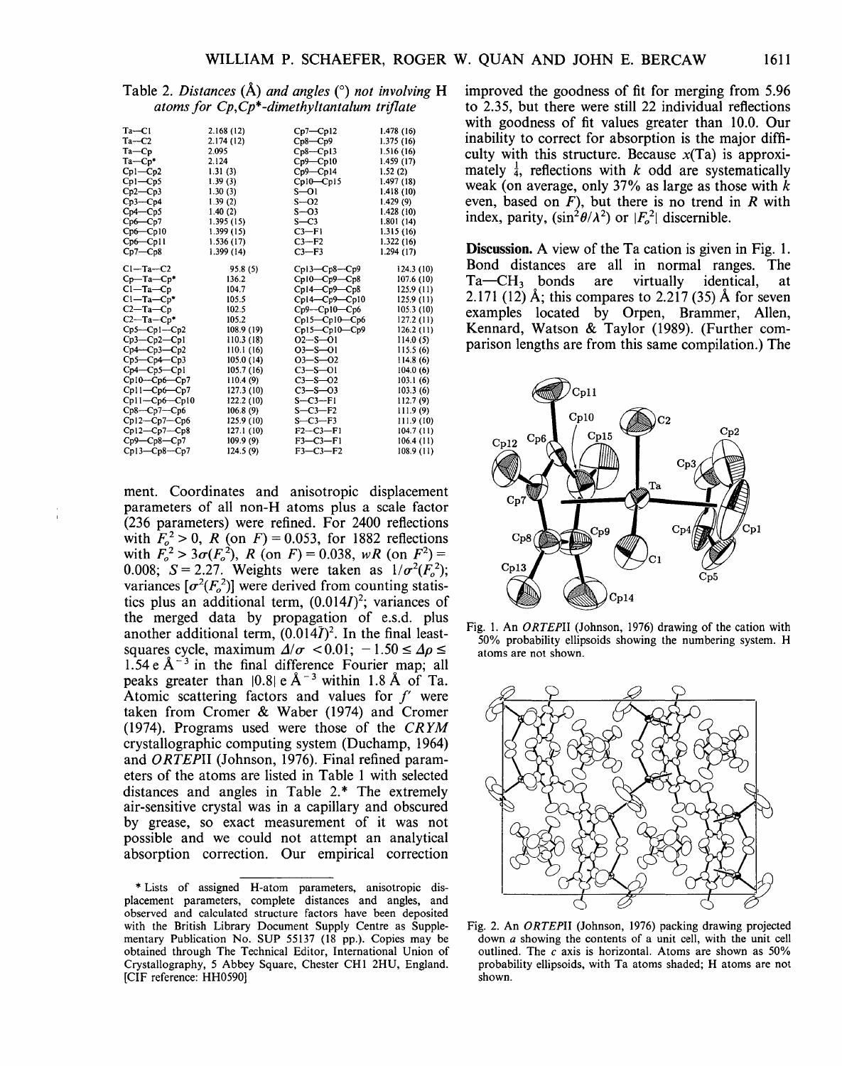Table 2. *Distances (Å) and angles (°) not involving H atoms for Cp,Cp\*-dimethyltantalum triflate*

| | | | |
|---|---|---|---|
| Ta—C1 | 2.168 (12) | Cp7—Cp12 | 1.478 (16) |
| Ta—C2 | 2.174 (12) | Cp8—Cp9 | 1.375 (16) |
| Ta—Cp | 2.095 | Cp8—Cp13 | 1.516 (16) |
| Ta—Cp* | 2.124 | Cp9—Cp10 | 1.459 (17) |
| Cp1—Cp2 | 1.31 (3) | Cp9—Cp14 | 1.52 (2) |
| Cp1—Cp5 | 1.39 (3) | Cp10—Cp15 | 1.497 (18) |
| Cp2—Cp3 | 1.30 (3) | S—O1 | 1.418 (10) |
| Cp3—Cp4 | 1.39 (2) | S—O2 | 1.429 (9) |
| Cp4—Cp5 | 1.40 (2) | S—O3 | 1.428 (10) |
| Cp6—Cp7 | 1.395 (15) | S—C3 | 1.801 (14) |
| Cp6—Cp10 | 1.399 (15) | C3—F1 | 1.315 (16) |
| Cp6—Cp11 | 1.536 (17) | C3—F2 | 1.322 (16) |
| Cp7—Cp8 | 1.399 (14) | C3—F3 | 1.294 (17) |

| | | | |
|---|---|---|---|
| C1—Ta—C2 | 95.8 (5) | Cp13—Cp8—Cp9 | 124.3 (10) |
| Cp—Ta—Cp* | 136.2 | Cp10—Cp9—Cp8 | 107.6 (10) |
| C1—Ta—Cp | 104.7 | Cp14—Cp9—Cp8 | 125.9 (11) |
| C1—Ta—Cp* | 105.5 | Cp14—Cp9—Cp10 | 125.9 (11) |
| C2—Ta—Cp | 102.5 | Cp9—Cp10—Cp6 | 105.3 (10) |
| C2—Ta—Cp* | 105.2 | Cp15—Cp10—Cp6 | 127.2 (11) |
| Cp5—Cp1—Cp2 | 108.9 (19) | Cp15—Cp10—Cp9 | 126.2 (11) |
| Cp3—Cp2—Cp1 | 110.3 (18) | O2—S—O1 | 114.0 (5) |
| Cp4—Cp3—Cp2 | 110.1 (16) | O3—S—O1 | 115.5 (6) |
| Cp5—Cp4—Cp3 | 105.0 (14) | O3—S—O2 | 114.8 (6) |
| Cp4—Cp5—Cp1 | 105.7 (16) | C3—S—O1 | 104.0 (6) |
| Cp10—Cp6—Cp7 | 110.4 (9) | C3—S—O2 | 103.1 (6) |
| Cp11—Cp6—Cp7 | 127.3 (10) | C3—S—O3 | 103.3 (6) |
| Cp11—Cp6—Cp10 | 122.2 (10) | S—C3—F1 | 112.7 (9) |
| Cp8—Cp7—Cp6 | 106.8 (9) | S—C3—F2 | 111.9 (9) |
| Cp12—Cp7—Cp6 | 125.9 (10) | S—C3—F3 | 111.9 (10) |
| Cp12—Cp7—Cp8 | 127.1 (10) | F2—C3—F1 | 104.7 (11) |
| Cp9—Cp8—Cp7 | 109.9 (9) | F3—C3—F1 | 106.4 (11) |
| Cp13—Cp8—Cp7 | 124.5 (9) | F3—C3—F2 | 108.9 (11) |

ment. Coordinates and anisotropic displacement parameters of all non-H atoms plus a scale factor (236 parameters) were refined. For 2400 reflections with $F_o^2 > 0$, $R$ (on $F$) = 0.053, for 1882 reflections with $F_o^2 > 3\sigma(F_o^2)$, $R$ (on $F$) = 0.038, $wR$ (on $F^2$) = 0.008; $S = 2.27$. Weights were taken as $1/\sigma^2(F_o^2)$; variances $[\sigma^2(F_o^2)]$ were derived from counting statistics plus an additional term, $(0.014I)^2$; variances of the merged data by propagation of e.s.d. plus another additional term, $(0.014\bar{I})^2$. In the final least-squares cycle, maximum $\Delta/\sigma < 0.01$; $-1.50 \le \Delta\rho \le 1.54$ e Å$^{-3}$ in the final difference Fourier map; all peaks greater than $|0.8|$ e Å$^{-3}$ within 1.8 Å of Ta. Atomic scattering factors and values for $f'$ were taken from Cromer & Waber (1974) and Cromer (1974). Programs used were those of the *CRYM* crystallographic computing system (Duchamp, 1964) and *ORTEP*II (Johnson, 1976). Final refined parameters of the atoms are listed in Table 1 with selected distances and angles in Table 2.* The extremely air-sensitive crystal was in a capillary and obscured by grease, so exact measurement of it was not possible and we could not attempt an analytical absorption correction. Our empirical correction improved the goodness of fit for merging from 5.96 to 2.35, but there were still 22 individual reflections with goodness of fit values greater than 10.0. Our inability to correct for absorption is the major difficulty with this structure. Because $x$(Ta) is approximately $\frac{1}{4}$, reflections with $k$ odd are systematically weak (on average, only 37% as large as those with $k$ even, based on $F$), but there is no trend in $R$ with index, parity, $(\sin^2\theta/\lambda^2)$ or $|F_o^2|$ discernible.

\* Lists of assigned H-atom parameters, anisotropic displacement parameters, complete distances and angles, and observed and calculated structure factors have been deposited with the British Library Document Supply Centre as Supplementary Publication No. SUP 55137 (18 pp.). Copies may be obtained through The Technical Editor, International Union of Crystallography, 5 Abbey Square, Chester CH1 2HU, England. [CIF reference: HH0590]

**Discussion.** A view of the Ta cation is given in Fig. 1. Bond distances are all in normal ranges. The Ta—$CH_3$ bonds are virtually identical, at 2.171 (12) Å; this compares to 2.217 (35) Å for seven examples located by Orpen, Brammer, Allen, Kennard, Watson & Taylor (1989). (Further comparison lengths are from this same compilation.) The

Fig. 1. An *ORTEP*II (Johnson, 1976) drawing of the cation with 50% probability ellipsoids showing the numbering system. H atoms are not shown.

Fig. 2. An *ORTEP*II (Johnson, 1976) packing drawing projected down *a* showing the contents of a unit cell, with the unit cell outlined. The *c* axis is horizontal. Atoms are shown as 50% probability ellipsoids, with Ta atoms shaded; H atoms are not shown.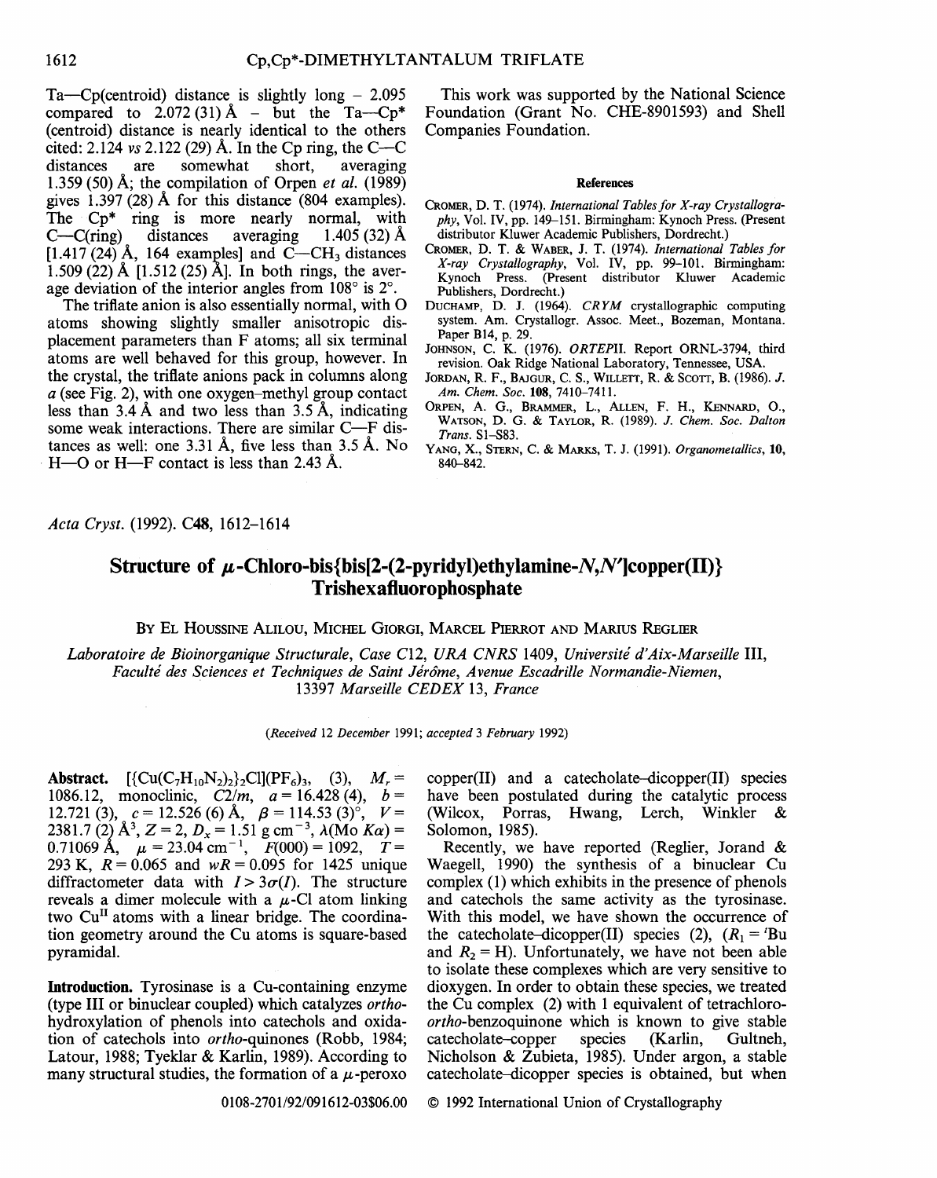Ta—Cp(centroid) distance is slightly long – 2.095 compared to 2.072 (31) Å – but the Ta—Cp* (centroid) distance is nearly identical to the others cited: 2.124 *vs* 2.122 (29) Å. In the Cp ring, the C—C distances are somewhat short, averaging 1.359 (50) Å; the compilation of Orpen *et al.* (1989) gives 1.397 (28) Å for this distance (804 examples). The Cp* ring is more nearly normal, with C—C(ring) distances averaging 1.405 (32) Å [1.417 (24) Å, 164 examples] and C—$CH_3$ distances 1.509 (22) Å [1.512 (25) Å]. In both rings, the average deviation of the interior angles from 108° is 2°.

The triflate anion is also essentially normal, with O atoms showing slightly smaller anisotropic displacement parameters than F atoms; all six terminal atoms are well behaved for this group, however. In the crystal, the triflate anions pack in columns along *a* (see Fig. 2), with one oxygen–methyl group contact less than 3.4 Å and two less than 3.5 Å, indicating some weak interactions. There are similar C—F distances as well: one 3.31 Å, five less than 3.5 Å. No H—O or H—F contact is less than 2.43 Å.

This work was supported by the National Science Foundation (Grant No. CHE-8901593) and Shell Companies Foundation.

### References

CROMER, D. T. (1974). *International Tables for X-ray Crystallography*, Vol. IV, pp. 149–151. Birmingham: Kynoch Press. (Present distributor Kluwer Academic Publishers, Dordrecht.)

CROMER, D. T. & WABER, J. T. (1974). *International Tables for X-ray Crystallography*, Vol. IV, pp. 99–101. Birmingham: Kynoch Press. (Present distributor Kluwer Academic Publishers, Dordrecht.)

DUCHAMP, D. J. (1964). *CRYM* crystallographic computing system. Am. Crystallogr. Assoc. Meet., Bozeman, Montana. Paper B14, p. 29.

JOHNSON, C. K. (1976). *ORTEPII*. Report ORNL-3794, third revision. Oak Ridge National Laboratory, Tennessee, USA.

JORDAN, R. F., BAJGUR, C. S., WILLETT, R. & SCOTT, B. (1986). *J. Am. Chem. Soc.* **108**, 7410–7411.

ORPEN, A. G., BRAMMER, L., ALLEN, F. H., KENNARD, O., WATSON, D. G. & TAYLOR, R. (1989). *J. Chem. Soc. Dalton Trans.* S1–S83.

YANG, X., STERN, C. & MARKS, T. J. (1991). *Organometallics*, **10**, 840–842.

*Acta Cryst.* (1992). C**48**, 1612–1614

# Structure of *μ*-Chloro-bis{bis[2-(2-pyridyl)ethylamine-*N*,*N*′]copper(II)} Trishexafluorophosphate

BY EL HOUSSINE ALILOU, MICHEL GIORGI, MARCEL PIERROT AND MARIUS REGLIER

*Laboratoire de Bioinorganique Structurale, Case C12, URA CNRS 1409, Université d'Aix-Marseille III, Faculté des Sciences et Techniques de Saint Jérôme, Avenue Escadrille Normandie-Niemen, 13397 Marseille CEDEX 13, France*

*(Received 12 December 1991; accepted 3 February 1992)*

**Abstract.** $[\{Cu(C_7H_{10}N_2)_2\}_2Cl](PF_6)_3$, (3), $M_r$ = 1086.12, monoclinic, $C2/m$, $a$ = 16.428 (4), $b$ = 12.721 (3), $c$ = 12.526 (6) Å, $\beta$ = 114.53 (3)°, $V$ = 2381.7 (2) Å$^3$, $Z$ = 2, $D_x$ = 1.51 g cm$^{-3}$, $\lambda$(Mo $K\alpha$) = 0.71069 Å, $\mu$ = 23.04 cm$^{-1}$, $F(000)$ = 1092, $T$ = 293 K, $R$ = 0.065 and $wR$ = 0.095 for 1425 unique diffractometer data with $I > 3\sigma(I)$. The structure reveals a dimer molecule with a $\mu$-Cl atom linking two Cu$^{II}$ atoms with a linear bridge. The coordination geometry around the Cu atoms is square-based pyramidal.

**Introduction.** Tyrosinase is a Cu-containing enzyme (type III or binuclear coupled) which catalyzes *ortho*-hydroxylation of phenols into catechols and oxidation of catechols into *ortho*-quinones (Robb, 1984; Latour, 1988; Tyeklar & Karlin, 1989). According to many structural studies, the formation of a $\mu$-peroxo copper(II) and a catecholate–dicopper(II) species have been postulated during the catalytic process (Wilcox, Porras, Hwang, Lerch, Winkler & Solomon, 1985).

Recently, we have reported (Reglier, Jorand & Waegell, 1990) the synthesis of a binuclear Cu complex (1) which exhibits in the presence of phenols and catechols the same activity as the tyrosinase. With this model, we have shown the occurrence of the catecholate–dicopper(II) species (2), ($R_1$ = $^t$Bu and $R_2$ = H). Unfortunately, we have not been able to isolate these complexes which are very sensitive to dioxygen. In order to obtain these species, we treated the Cu complex (2) with 1 equivalent of tetrachloro-*ortho*-benzoquinone which is known to give stable catecholate–copper species (Karlin, Gultneh, Nicholson & Zubieta, 1985). Under argon, a stable catecholate–dicopper species is obtained, but when

0108-2701/92/091612-03$06.00 © 1992 International Union of Crystallography